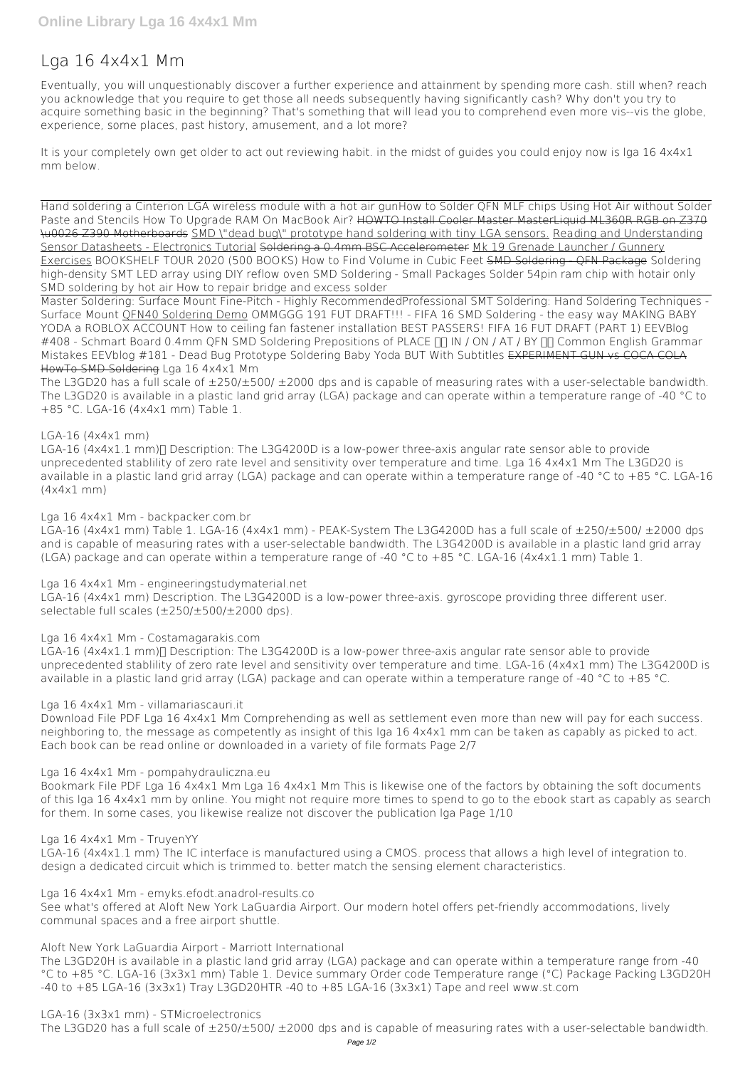# Lga 16 4x4x1 Mm

Eventually, you will unquestionably discover a further experience and attainment by spending more cash. still when? reach you acknowledge that you require to get those all needs subsequently having significantly cash? Why don't you try to acquire something basic in the beginning? That's something that will lead you to comprehend even more vis--vis the globe, experience, some places, past history, amusement, and a lot more?

It is your completely own get older to act out reviewing habit. in the midst of guides you could enjoy now is **lga 16 4x4x1 mm** below.

Hand soldering a Cinterion LGA wireless module with a hot air gun*How to Solder QFN MLF chips Using Hot Air without Solder Paste and Stencils* *How To Upgrade RAM On MacBook Air?* HOWTO Install Cooler Master MasterLiquid ML360R RGB on Z370 \u0026 Z390 Motherboards SMD \"dead bug\" prototype hand soldering with tiny LGA sensors. Reading and Understanding Sensor Datasheets - Electronics Tutorial Soldering a 0.4mm BSC Accelerometer Mk 19 Grenade Launcher / Gunnery Exercises *BOOKSHELF TOUR 2020 (500 BOOKS)* *How to Find Volume in Cubic Feet* SMD Soldering - QFN Package *Soldering high-density SMT LED array using DIY reflow oven* *SMD Soldering - Small Packages* *Solder 54pin ram chip with hotair only* *SMD soldering by hot air How to repair bridge and excess solder*

Master Soldering: Surface Mount Fine-Pitch - Highly Recommended*Professional SMT Soldering: Hand Soldering Techniques - Surface Mount* QFN40 Soldering Demo *OMMGGG 191 FUT DRAFT!!! - FIFA 16* *SMD Soldering - the easy way* *MAKING BABY YODA a ROBLOX ACCOUNT* *How to ceiling fan fastener installation* *BEST PASSERS! FIFA 16 FUT DRAFT (PART 1)* *EEVBlog #408 - Schmart Board 0.4mm QFN SMD Soldering* *Prepositions of PLACE 🤔 IN / ON / AT / BY 🤔 Common English Grammar Mistakes* *EEVblog #181 - Dead Bug Prototype Soldering* *Baby Yoda BUT With Subtitles* EXPERIMENT GUN vs COCA COLA HowTo SMD Soldering **Lga 16 4x4x1 Mm**

The L3GD20 has a full scale of ±250/±500/ ±2000 dps and is capable of measuring rates with a user-selectable bandwidth. The L3GD20 is available in a plastic land grid array (LGA) package and can operate within a temperature range of -40 °C to +85 °C. LGA-16 (4x4x1 mm) Table 1.

**LGA-16 (4x4x1 mm)**

LGA-16 (4x4x1.1 mm)• Description: The L3G4200D is a low-power three-axis angular rate sensor able to provide unprecedented stablility of zero rate level and sensitivity over temperature and time. Lga 16 4x4x1 Mm The L3GD20 is available in a plastic land grid array (LGA) package and can operate within a temperature range of -40 °C to +85 °C. LGA-16 (4x4x1 mm)

**Lga 16 4x4x1 Mm - backpacker.com.br**

LGA-16 (4x4x1 mm) Table 1. LGA-16 (4x4x1 mm) - PEAK-System The L3G4200D has a full scale of ±250/±500/ ±2000 dps and is capable of measuring rates with a user-selectable bandwidth. The L3G4200D is available in a plastic land grid array (LGA) package and can operate within a temperature range of -40 °C to +85 °C. LGA-16 (4x4x1.1 mm) Table 1.

**Lga 16 4x4x1 Mm - engineeringstudymaterial.net**

LGA-16 (4x4x1 mm) Description. The L3G4200D is a low-power three-axis. gyroscope providing three different user. selectable full scales (±250/±500/±2000 dps).

**Lga 16 4x4x1 Mm - Costamagarakis.com**

LGA-16 (4x4x1.1 mm)• Description: The L3G4200D is a low-power three-axis angular rate sensor able to provide unprecedented stablility of zero rate level and sensitivity over temperature and time. LGA-16 (4x4x1 mm) The L3G4200D is available in a plastic land grid array (LGA) package and can operate within a temperature range of -40 °C to +85 °C.

**Lga 16 4x4x1 Mm - villamariascauri.it**

Download File PDF Lga 16 4x4x1 Mm Comprehending as well as settlement even more than new will pay for each success. neighboring to, the message as competently as insight of this lga 16 4x4x1 mm can be taken as capably as picked to act. Each book can be read online or downloaded in a variety of file formats Page 2/7

**Lga 16 4x4x1 Mm - pompahydrauliczna.eu**

Bookmark File PDF Lga 16 4x4x1 Mm Lga 16 4x4x1 Mm This is likewise one of the factors by obtaining the soft documents of this lga 16 4x4x1 mm by online. You might not require more times to spend to go to the ebook start as capably as search for them. In some cases, you likewise realize not discover the publication lga Page 1/10

**Lga 16 4x4x1 Mm - TruyenYY**

LGA-16 (4x4x1.1 mm) The IC interface is manufactured using a CMOS. process that allows a high level of integration to. design a dedicated circuit which is trimmed to. better match the sensing element characteristics.

**Lga 16 4x4x1 Mm - emyks.efodt.anadrol-results.co**

See what's offered at Aloft New York LaGuardia Airport. Our modern hotel offers pet-friendly accommodations, lively communal spaces and a free airport shuttle.

**Aloft New York LaGuardia Airport - Marriott International**

The L3GD20H is available in a plastic land grid array (LGA) package and can operate within a temperature range from -40 °C to +85 °C. LGA-16 (3x3x1 mm) Table 1. Device summary Order code Temperature range (°C) Package Packing L3GD20H -40 to +85 LGA-16 (3x3x1) Tray L3GD20HTR -40 to +85 LGA-16 (3x3x1) Tape and reel www.st.com

**LGA-16 (3x3x1 mm) - STMicroelectronics**

The L3GD20 has a full scale of ±250/±500/ ±2000 dps and is capable of measuring rates with a user-selectable bandwidth.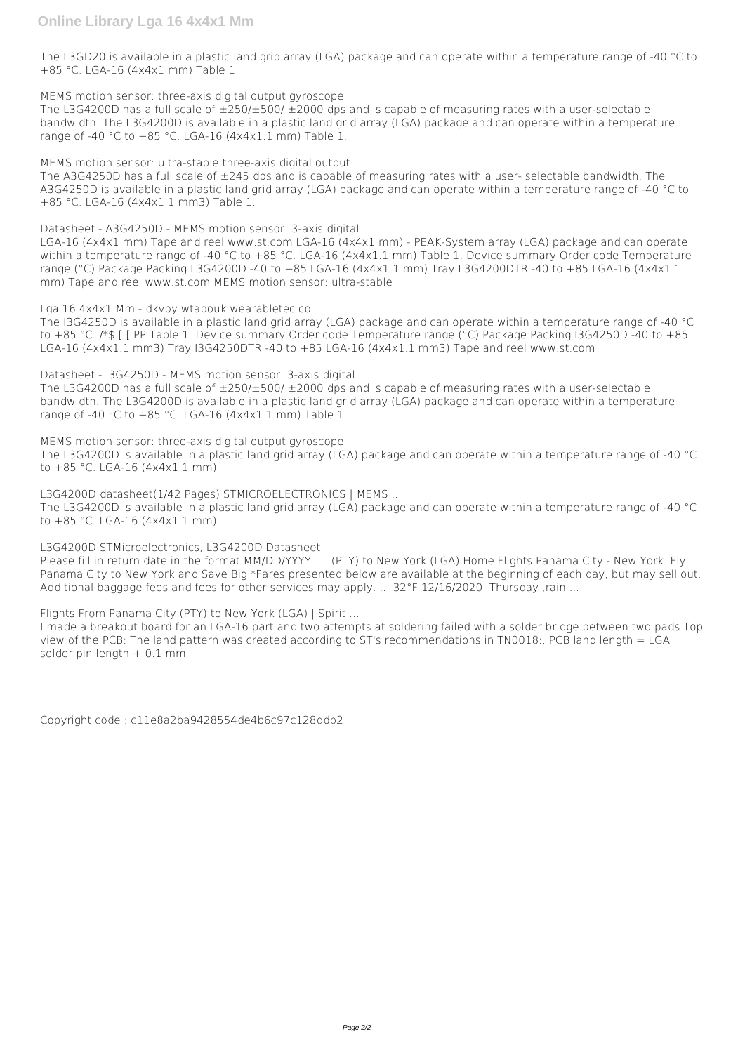The L3GD20 is available in a plastic land grid array (LGA) package and can operate within a temperature range of -40 °C to +85 °C. LGA-16 (4x4x1 mm) Table 1.

**MEMS motion sensor: three-axis digital output gyroscope**

The L3G4200D has a full scale of ±250/±500/ ±2000 dps and is capable of measuring rates with a user-selectable bandwidth. The L3G4200D is available in a plastic land grid array (LGA) package and can operate within a temperature range of -40 °C to +85 °C. LGA-16 (4x4x1.1 mm) Table 1.

**MEMS motion sensor: ultra-stable three-axis digital output ...**

The A3G4250D has a full scale of ±245 dps and is capable of measuring rates with a user- selectable bandwidth. The A3G4250D is available in a plastic land grid array (LGA) package and can operate within a temperature range of -40 °C to +85 °C. LGA-16 (4x4x1.1 mm3) Table 1.

**Datasheet - A3G4250D - MEMS motion sensor: 3-axis digital ...**

LGA-16 (4x4x1 mm) Tape and reel www.st.com LGA-16 (4x4x1 mm) - PEAK-System array (LGA) package and can operate within a temperature range of -40 °C to +85 °C. LGA-16 (4x4x1.1 mm) Table 1. Device summary Order code Temperature range (°C) Package Packing L3G4200D -40 to +85 LGA-16 (4x4x1.1 mm) Tray L3G4200DTR -40 to +85 LGA-16 (4x4x1.1 mm) Tape and reel www.st.com MEMS motion sensor: ultra-stable

**Lga 16 4x4x1 Mm - dkvby.wtadouk.wearabletec.co**

The I3G4250D is available in a plastic land grid array (LGA) package and can operate within a temperature range of -40 °C to +85 °C. /*$ [ [ PP Table 1. Device summary Order code Temperature range (°C) Package Packing I3G4250D -40 to +85 LGA-16 (4x4x1.1 mm3) Tray I3G4250DTR -40 to +85 LGA-16 (4x4x1.1 mm3) Tape and reel www.st.com

**Datasheet - I3G4250D - MEMS motion sensor: 3-axis digital ...**

The L3G4200D has a full scale of ±250/±500/ ±2000 dps and is capable of measuring rates with a user-selectable bandwidth. The L3G4200D is available in a plastic land grid array (LGA) package and can operate within a temperature range of -40 °C to +85 °C. LGA-16 (4x4x1.1 mm) Table 1.

**MEMS motion sensor: three-axis digital output gyroscope**

The L3G4200D is available in a plastic land grid array (LGA) package and can operate within a temperature range of -40 °C to +85 °C. LGA-16 (4x4x1.1 mm)

**L3G4200D datasheet(1/42 Pages) STMICROELECTRONICS | MEMS ...**

The L3G4200D is available in a plastic land grid array (LGA) package and can operate within a temperature range of -40 °C to +85 °C. LGA-16 (4x4x1.1 mm)

**L3G4200D STMicroelectronics, L3G4200D Datasheet**

Please fill in return date in the format MM/DD/YYYY. ... (PTY) to New York (LGA) Home Flights Panama City - New York. Fly Panama City to New York and Save Big *Fares presented below are available at the beginning of each day, but may sell out. Additional baggage fees and fees for other services may apply. ... 32°F 12/16/2020. Thursday ,rain ...

**Flights From Panama City (PTY) to New York (LGA) | Spirit ...**

I made a breakout board for an LGA-16 part and two attempts at soldering failed with a solder bridge between two pads.Top view of the PCB: The land pattern was created according to ST's recommendations in TN0018:. PCB land length = LGA solder pin length + 0.1 mm

Copyright code : c11e8a2ba9428554de4b6c97c128ddb2